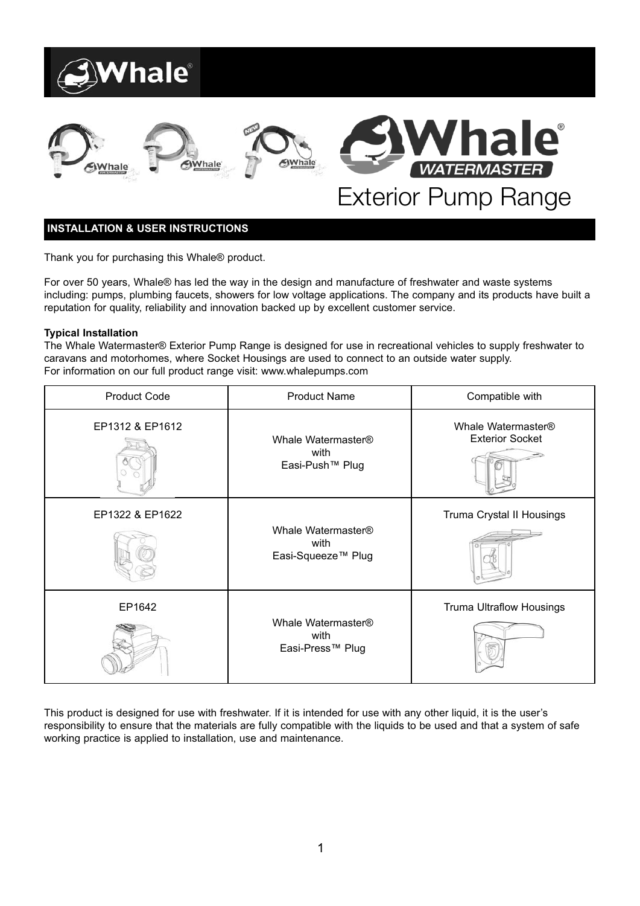# Whale® Watermaster Exterior Pump Range

## INSTALLATION & USER INSTRUCTIONS

Thank you for purchasing this Whale® product.

For over 50 years, Whale® has led the way in the design and manufacture of freshwater and waste systems including: pumps, plumbing faucets, showers for low voltage applications. The company and its products have built a reputation for quality, reliability and innovation backed up by excellent customer service.

**Typical Installation**

The Whale Watermaster® Exterior Pump Range is designed for use in recreational vehicles to supply freshwater to caravans and motorhomes, where Socket Housings are used to connect to an outside water supply.
For information on our full product range visit: www.whalepumps.com

| Product Code | Product Name | Compatible with |
| --- | --- | --- |
| EP1312 & EP1612 | Whale Watermaster® with Easi-Push™ Plug | Whale Watermaster® Exterior Socket |
| EP1322 & EP1622 | Whale Watermaster® with Easi-Squeeze™ Plug | Truma Crystal II Housings |
| EP1642 | Whale Watermaster® with Easi-Press™ Plug | Truma Ultraflow Housings |

This product is designed for use with freshwater. If it is intended for use with any other liquid, it is the user's responsibility to ensure that the materials are fully compatible with the liquids to be used and that a system of safe working practice is applied to installation, use and maintenance.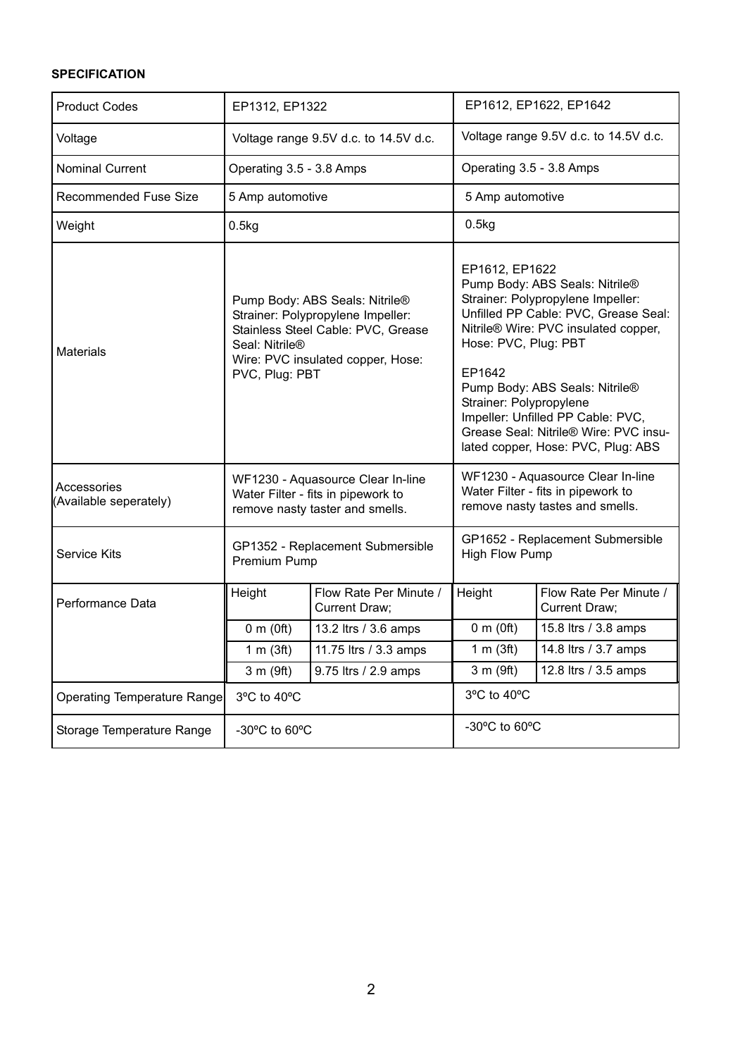**SPECIFICATION**

| Product Codes | EP1312, EP1322 | | EP1612, EP1622, EP1642 | |
|---|---|---|---|---|
| Voltage | Voltage range 9.5V d.c. to 14.5V d.c. | | Voltage range 9.5V d.c. to 14.5V d.c. | |
| Nominal Current | Operating 3.5 - 3.8 Amps | | Operating 3.5 - 3.8 Amps | |
| Recommended Fuse Size | 5 Amp automotive | | 5 Amp automotive | |
| Weight | 0.5kg | | 0.5kg | |
| Materials | Pump Body: ABS Seals: Nitrile® Strainer: Polypropylene Impeller: Stainless Steel Cable: PVC, Grease Seal: Nitrile® Wire: PVC insulated copper, Hose: PVC, Plug: PBT | | EP1612, EP1622 Pump Body: ABS Seals: Nitrile® Strainer: Polypropylene Impeller: Unfilled PP Cable: PVC, Grease Seal: Nitrile® Wire: PVC insulated copper, Hose: PVC, Plug: PBT<br><br>EP1642 Pump Body: ABS Seals: Nitrile® Strainer: Polypropylene Impeller: Unfilled PP Cable: PVC, Grease Seal: Nitrile® Wire: PVC insulated copper, Hose: PVC, Plug: ABS | |
| Accessories (Available seperately) | WF1230 - Aquasource Clear In-line Water Filter - fits in pipework to remove nasty taster and smells. | | WF1230 - Aquasource Clear In-line Water Filter - fits in pipework to remove nasty tastes and smells. | |
| Service Kits | GP1352 - Replacement Submersible Premium Pump | | GP1652 - Replacement Submersible High Flow Pump | |
| Performance Data | Height | Flow Rate Per Minute / Current Draw; | Height | Flow Rate Per Minute / Current Draw; |
| | 0 m (0ft) | 13.2 ltrs / 3.6 amps | 0 m (0ft) | 15.8 ltrs / 3.8 amps |
| | 1 m (3ft) | 11.75 ltrs / 3.3 amps | 1 m (3ft) | 14.8 ltrs / 3.7 amps |
| | 3 m (9ft) | 9.75 ltrs / 2.9 amps | 3 m (9ft) | 12.8 ltrs / 3.5 amps |
| Operating Temperature Range | 3ºC to 40ºC | | 3ºC to 40ºC | |
| Storage Temperature Range | -30ºC to 60ºC | | -30ºC to 60ºC | |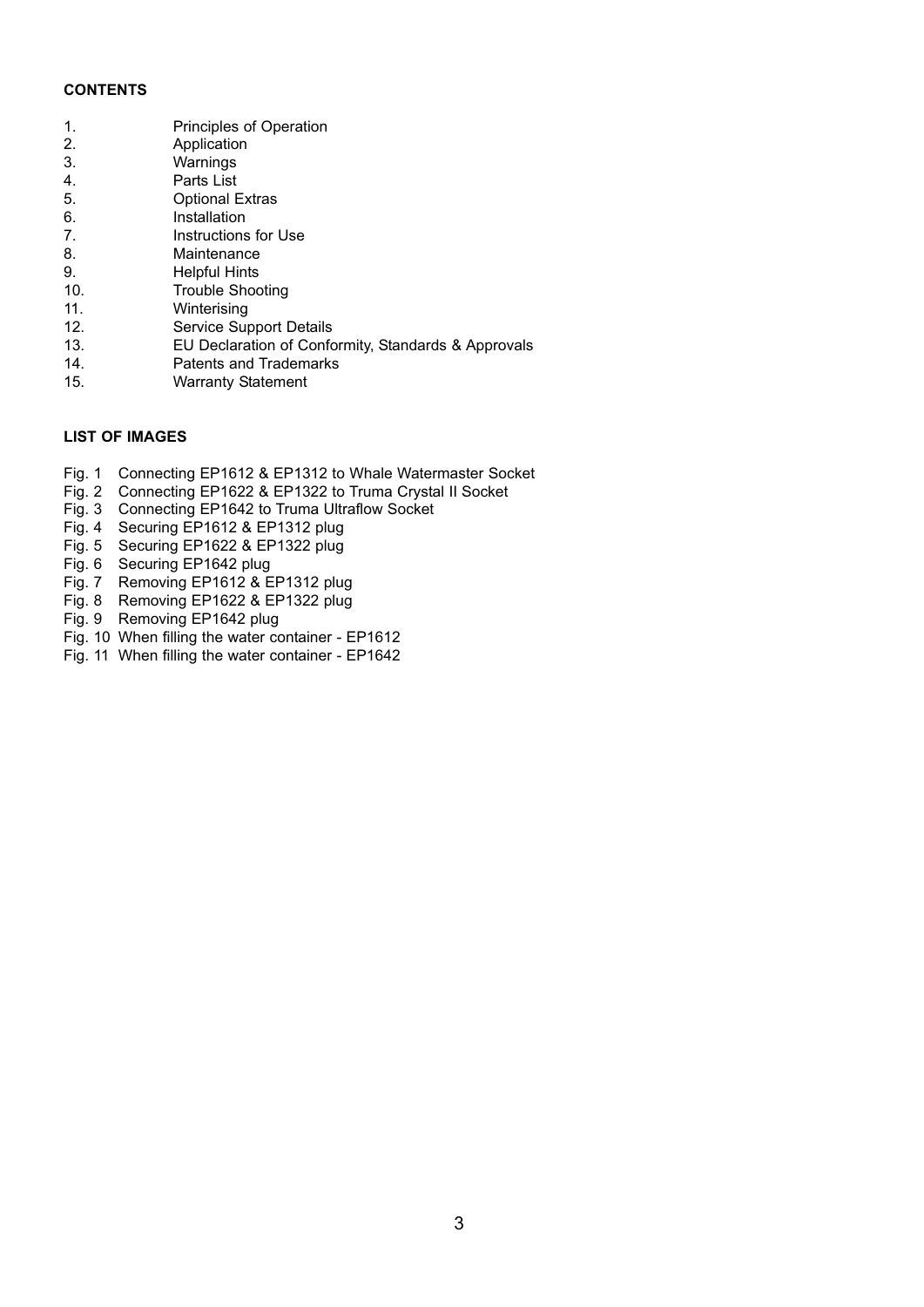**CONTENTS**

1. Principles of Operation
2. Application
3. Warnings
4. Parts List
5. Optional Extras
6. Installation
7. Instructions for Use
8. Maintenance
9. Helpful Hints
10. Trouble Shooting
11. Winterising
12. Service Support Details
13. EU Declaration of Conformity, Standards & Approvals
14. Patents and Trademarks
15. Warranty Statement

**LIST OF IMAGES**

Fig. 1 Connecting EP1612 & EP1312 to Whale Watermaster Socket
Fig. 2 Connecting EP1622 & EP1322 to Truma Crystal II Socket
Fig. 3 Connecting EP1642 to Truma Ultraflow Socket
Fig. 4 Securing EP1612 & EP1312 plug
Fig. 5 Securing EP1622 & EP1322 plug
Fig. 6 Securing EP1642 plug
Fig. 7 Removing EP1612 & EP1312 plug
Fig. 8 Removing EP1622 & EP1322 plug
Fig. 9 Removing EP1642 plug
Fig. 10 When filling the water container - EP1612
Fig. 11 When filling the water container - EP1642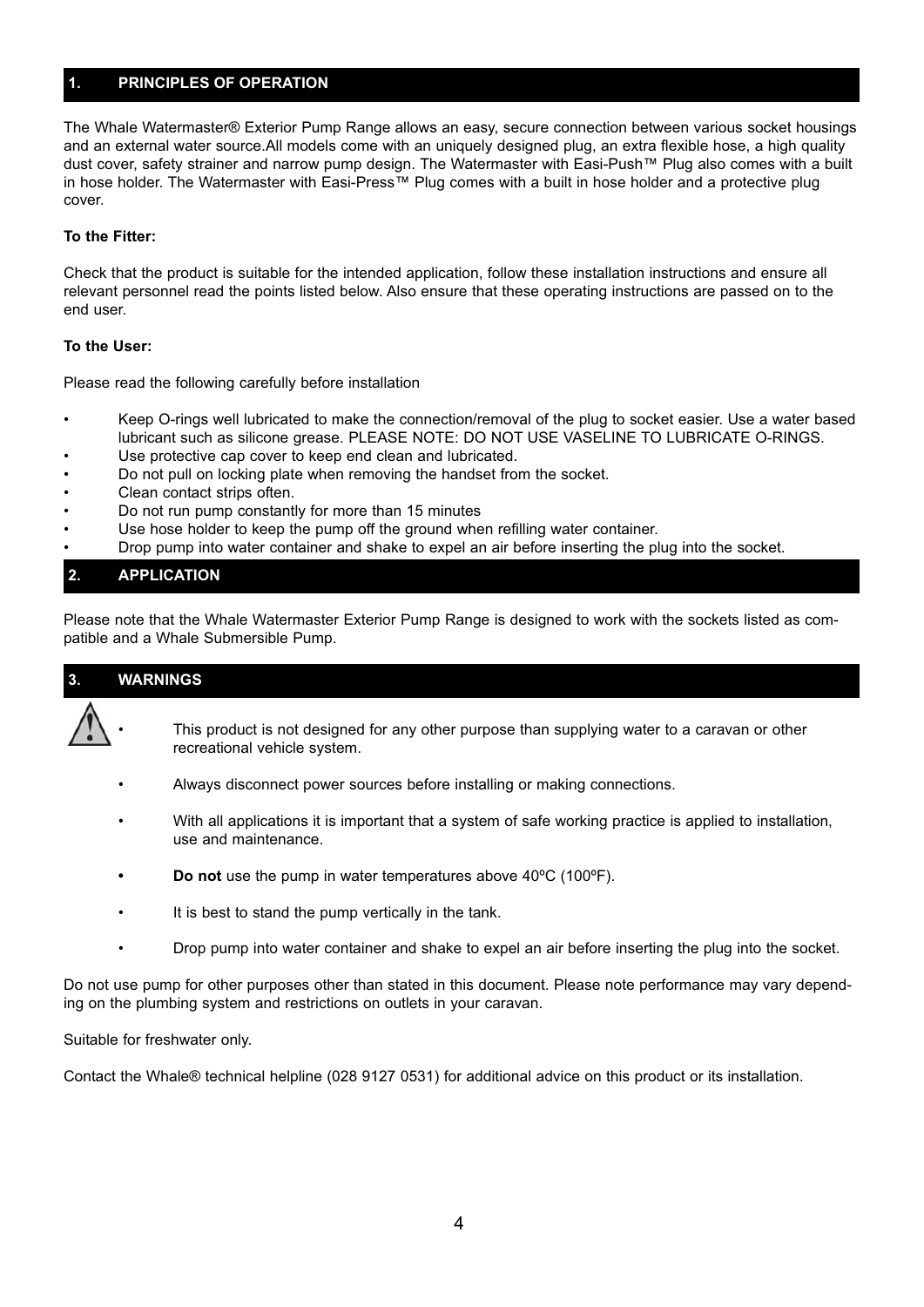## 1. PRINCIPLES OF OPERATION

The Whale Watermaster® Exterior Pump Range allows an easy, secure connection between various socket housings and an external water source.All models come with an uniquely designed plug, an extra flexible hose, a high quality dust cover, safety strainer and narrow pump design. The Watermaster with Easi-Push™ Plug also comes with a built in hose holder. The Watermaster with Easi-Press™ Plug comes with a built in hose holder and a protective plug cover.

**To the Fitter:**

Check that the product is suitable for the intended application, follow these installation instructions and ensure all relevant personnel read the points listed below. Also ensure that these operating instructions are passed on to the end user.

**To the User:**

Please read the following carefully before installation

- Keep O-rings well lubricated to make the connection/removal of the plug to socket easier. Use a water based lubricant such as silicone grease. PLEASE NOTE: DO NOT USE VASELINE TO LUBRICATE O-RINGS.
- Use protective cap cover to keep end clean and lubricated.
- Do not pull on locking plate when removing the handset from the socket.
- Clean contact strips often.
- Do not run pump constantly for more than 15 minutes
- Use hose holder to keep the pump off the ground when refilling water container.
- Drop pump into water container and shake to expel an air before inserting the plug into the socket.

## 2. APPLICATION

Please note that the Whale Watermaster Exterior Pump Range is designed to work with the sockets listed as compatible and a Whale Submersible Pump.

## 3. WARNINGS

- This product is not designed for any other purpose than supplying water to a caravan or other recreational vehicle system.
- Always disconnect power sources before installing or making connections.
- With all applications it is important that a system of safe working practice is applied to installation, use and maintenance.
- **Do not** use the pump in water temperatures above 40ºC (100ºF).
- It is best to stand the pump vertically in the tank.
- Drop pump into water container and shake to expel an air before inserting the plug into the socket.

Do not use pump for other purposes other than stated in this document. Please note performance may vary depending on the plumbing system and restrictions on outlets in your caravan.

Suitable for freshwater only.

Contact the Whale® technical helpline (028 9127 0531) for additional advice on this product or its installation.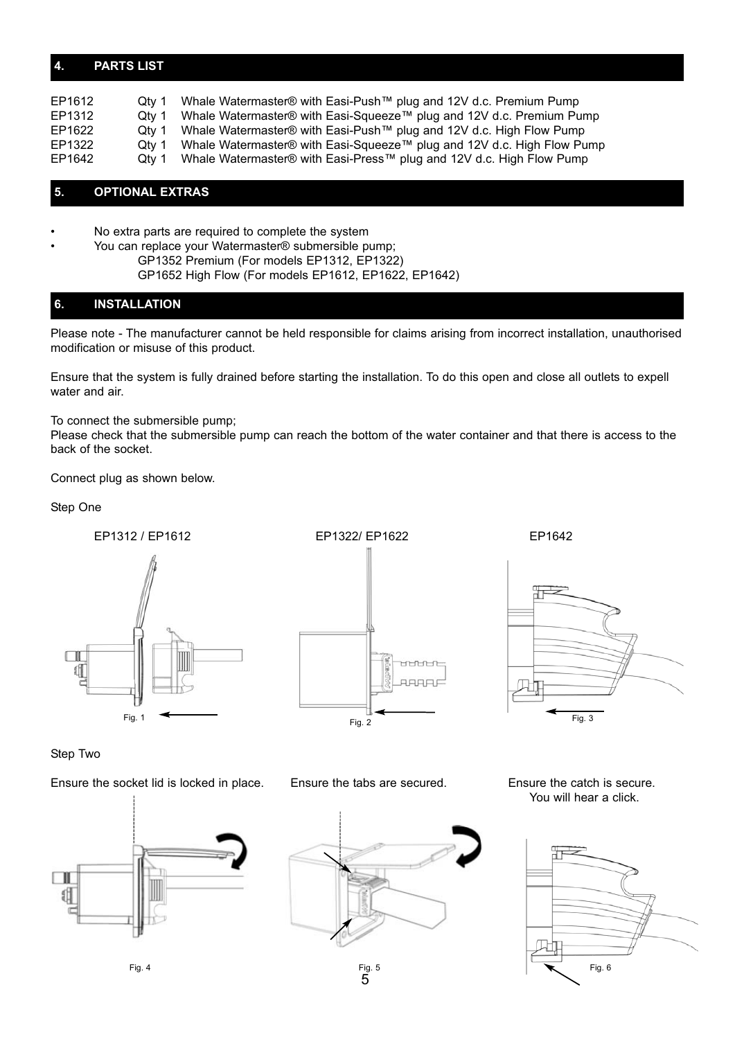## 4. PARTS LIST

| | | |
|---|---|---|
| EP1612 | Qty 1 | Whale Watermaster® with Easi-Push™ plug and 12V d.c. Premium Pump |
| EP1312 | Qty 1 | Whale Watermaster® with Easi-Squeeze™ plug and 12V d.c. Premium Pump |
| EP1622 | Qty 1 | Whale Watermaster® with Easi-Push™ plug and 12V d.c. High Flow Pump |
| EP1322 | Qty 1 | Whale Watermaster® with Easi-Squeeze™ plug and 12V d.c. High Flow Pump |
| EP1642 | Qty 1 | Whale Watermaster® with Easi-Press™ plug and 12V d.c. High Flow Pump |

## 5. OPTIONAL EXTRAS

- No extra parts are required to complete the system
- You can replace your Watermaster® submersible pump;
  GP1352 Premium (For models EP1312, EP1322)
  GP1652 High Flow (For models EP1612, EP1622, EP1642)

## 6. INSTALLATION

Please note - The manufacturer cannot be held responsible for claims arising from incorrect installation, unauthorised modification or misuse of this product.

Ensure that the system is fully drained before starting the installation. To do this open and close all outlets to expell water and air.

To connect the submersible pump;
Please check that the submersible pump can reach the bottom of the water container and that there is access to the back of the socket.

Connect plug as shown below.

Step One

EP1312 / EP1612

Fig. 1

EP1322/ EP1622

Fig. 2

EP1642

Fig. 3

Step Two

Ensure the socket lid is locked in place.

Fig. 4

Ensure the tabs are secured.

Fig. 5

Ensure the catch is secure. You will hear a click.

Fig. 6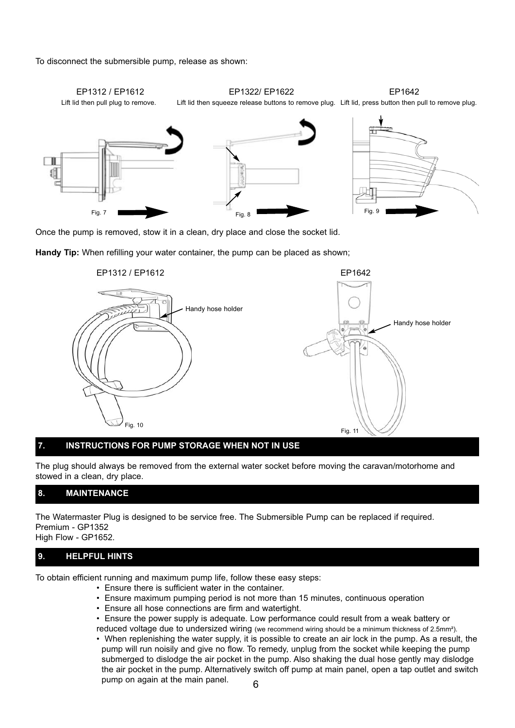To disconnect the submersible pump, release as shown:

EP1312 / EP1612
Lift lid then pull plug to remove.

EP1322/ EP1622
Lift lid then squeeze release buttons to remove plug.

EP1642
Lift lid, press button then pull to remove plug.

Fig. 7

Fig. 8

Fig. 9

Once the pump is removed, stow it in a clean, dry place and close the socket lid.

**Handy Tip:** When refilling your water container, the pump can be placed as shown;

EP1312 / EP1612

Handy hose holder

Fig. 10

EP1642

Handy hose holder

Fig. 11

## 7. INSTRUCTIONS FOR PUMP STORAGE WHEN NOT IN USE

The plug should always be removed from the external water socket before moving the caravan/motorhome and stowed in a clean, dry place.

## 8. MAINTENANCE

The Watermaster Plug is designed to be service free. The Submersible Pump can be replaced if required.
Premium - GP1352
High Flow - GP1652.

## 9. HELPFUL HINTS

To obtain efficient running and maximum pump life, follow these easy steps:

- Ensure there is sufficient water in the container.
- Ensure maximum pumping period is not more than 15 minutes, continuous operation
- Ensure all hose connections are firm and watertight.
- Ensure the power supply is adequate. Low performance could result from a weak battery or reduced voltage due to undersized wiring (we recommend wiring should be a minimum thickness of 2.5mm²).
- When replenishing the water supply, it is possible to create an air lock in the pump. As a result, the pump will run noisily and give no flow. To remedy, unplug from the socket while keeping the pump submerged to dislodge the air pocket in the pump. Also shaking the dual hose gently may dislodge the air pocket in the pump. Alternatively switch off pump at main panel, open a tap outlet and switch pump on again at the main panel.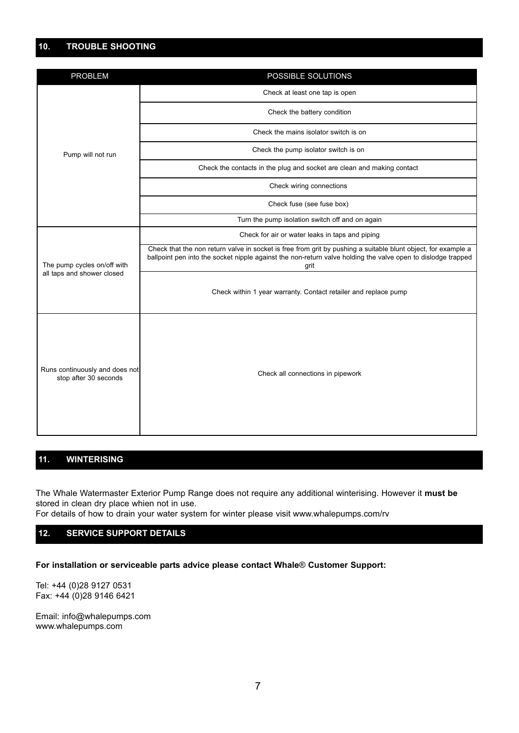## 10. TROUBLE SHOOTING

| PROBLEM | POSSIBLE SOLUTIONS |
|---|---|
| Pump will not run | Check at least one tap is open |
| | Check the battery condition |
| | Check the mains isolator switch is on |
| | Check the pump isolator switch is on |
| | Check the contacts in the plug and socket are clean and making contact |
| | Check wiring connections |
| | Check fuse (see fuse box) |
| | Turn the pump isolation switch off and on again |
| The pump cycles on/off with all taps and shower closed | Check for air or water leaks in taps and piping |
| | Check that the non return valve in socket is free from grit by pushing a suitable blunt object, for example a ballpoint pen into the socket nipple against the non-return valve holding the valve open to dislodge trapped grit |
| | Check within 1 year warranty. Contact retailer and replace pump |
| Runs continuously and does not stop after 30 seconds | Check all connections in pipework |

## 11. WINTERISING

The Whale Watermaster Exterior Pump Range does not require any additional winterising. However it **must be** stored in clean dry place whien not in use.
For details of how to drain your water system for winter please visit www.whalepumps.com/rv

## 12. SERVICE SUPPORT DETAILS

**For installation or serviceable parts advice please contact Whale® Customer Support:**

Tel: +44 (0)28 9127 0531
Fax: +44 (0)28 9146 6421

Email: info@whalepumps.com
www.whalepumps.com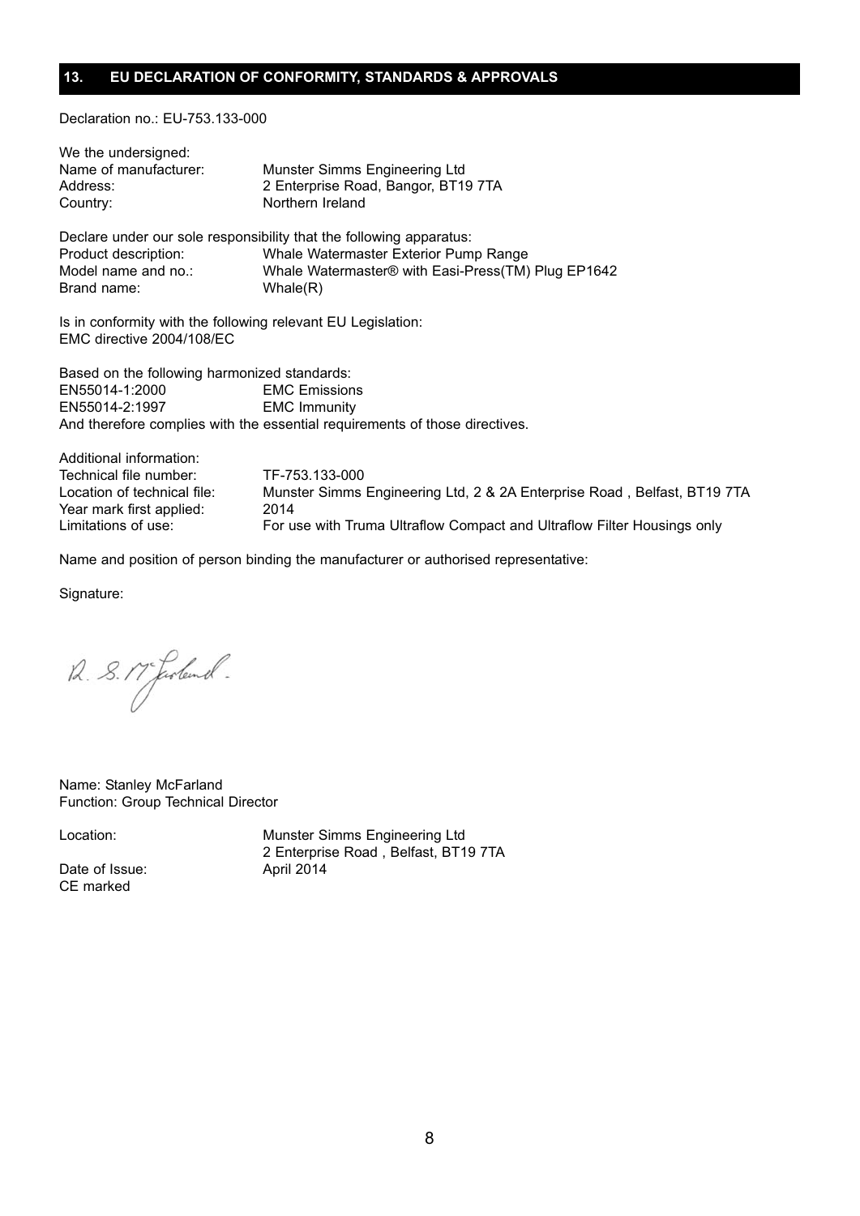## 13. EU DECLARATION OF CONFORMITY, STANDARDS & APPROVALS

Declaration no.: EU-753.133-000

We the undersigned:
Name of manufacturer: Munster Simms Engineering Ltd
Address: 2 Enterprise Road, Bangor, BT19 7TA
Country: Northern Ireland

Declare under our sole responsibility that the following apparatus:
Product description: Whale Watermaster Exterior Pump Range
Model name and no.: Whale Watermaster® with Easi-Press(TM) Plug EP1642
Brand name: Whale(R)

Is in conformity with the following relevant EU Legislation:
EMC directive 2004/108/EC

Based on the following harmonized standards:
EN55014-1:2000 EMC Emissions
EN55014-2:1997 EMC Immunity
And therefore complies with the essential requirements of those directives.

Additional information:
Technical file number: TF-753.133-000
Location of technical file: Munster Simms Engineering Ltd, 2 & 2A Enterprise Road , Belfast, BT19 7TA
Year mark first applied: 2014
Limitations of use: For use with Truma Ultraflow Compact and Ultraflow Filter Housings only

Name and position of person binding the manufacturer or authorised representative:

Signature:

Name: Stanley McFarland
Function: Group Technical Director

Location: Munster Simms Engineering Ltd
2 Enterprise Road , Belfast, BT19 7TA
Date of Issue: April 2014
CE marked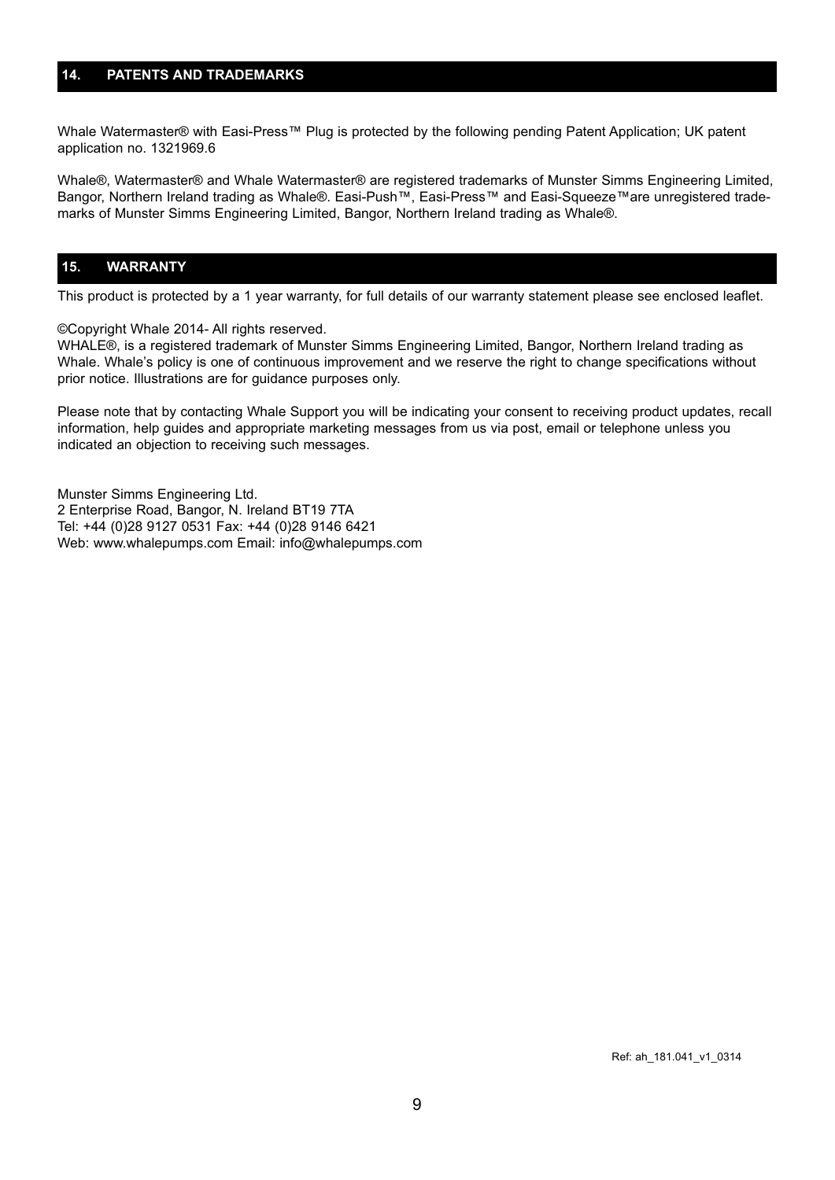## 14. PATENTS AND TRADEMARKS

Whale Watermaster® with Easi-Press™ Plug is protected by the following pending Patent Application; UK patent application no. 1321969.6

Whale®, Watermaster® and Whale Watermaster® are registered trademarks of Munster Simms Engineering Limited, Bangor, Northern Ireland trading as Whale®. Easi-Push™, Easi-Press™ and Easi-Squeeze™are unregistered trademarks of Munster Simms Engineering Limited, Bangor, Northern Ireland trading as Whale®.

## 15. WARRANTY

This product is protected by a 1 year warranty, for full details of our warranty statement please see enclosed leaflet.

©Copyright Whale 2014- All rights reserved.
WHALE®, is a registered trademark of Munster Simms Engineering Limited, Bangor, Northern Ireland trading as Whale. Whale's policy is one of continuous improvement and we reserve the right to change specifications without prior notice. Illustrations are for guidance purposes only.

Please note that by contacting Whale Support you will be indicating your consent to receiving product updates, recall information, help guides and appropriate marketing messages from us via post, email or telephone unless you indicated an objection to receiving such messages.

Munster Simms Engineering Ltd.
2 Enterprise Road, Bangor, N. Ireland BT19 7TA
Tel: +44 (0)28 9127 0531 Fax: +44 (0)28 9146 6421
Web: www.whalepumps.com Email: info@whalepumps.com

Ref: ah_181.041_v1_0314